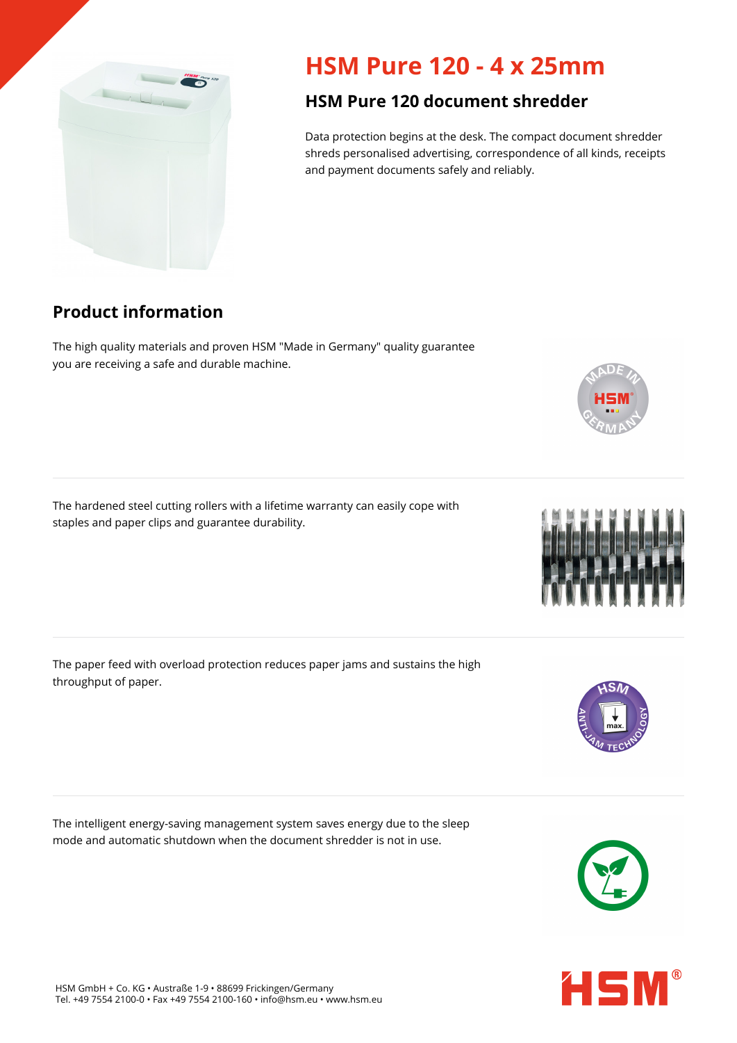# HSM Pure 120 - 4 x 25mm

## HSM Pure 120 document shredder

Data protection begins at the desk. The compact document shredder shreds personalised advertising, correspondence of all kinds, receipts and payment documents safely and reliably.

## Product information

The high quality materials and proven HSM "Made in Germany" quality guarantee you are receiving a safe and durable machine.

The hardened steel cutting rollers with a lifetime warranty can easily cope with staples and paper clips and guarantee durability.

The paper feed with overload protection reduces paper jams and sustains the high throughput of paper.

The intelligent energy-saving management system saves energy due to the sleep mode and automatic shutdown when the document shredder is not in use.

HSM GmbH + Co. KG • Austraße 1-9 • 88699 Frickingen/Germany
Tel. +49 7554 2100-0 • Fax +49 7554 2100-160 • info@hsm.eu • www.hsm.eu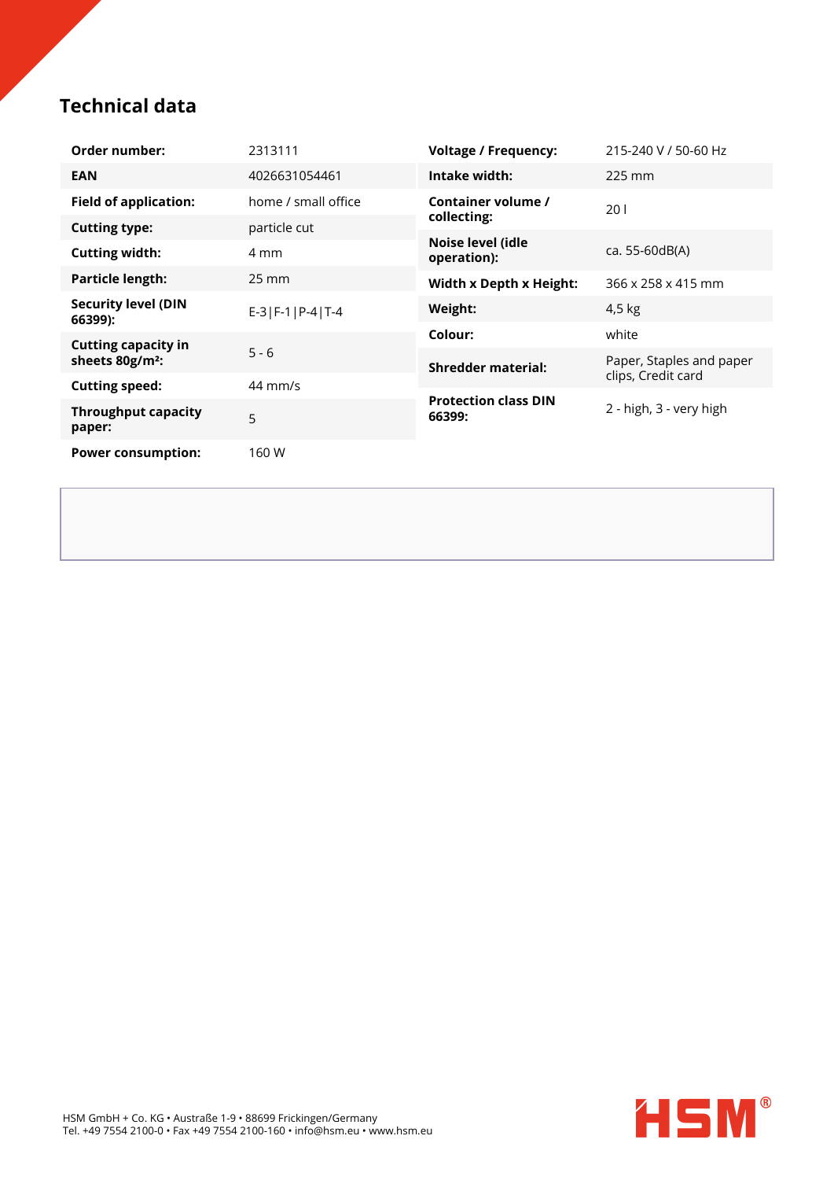## Technical data

| | |
|---|---|
| **Order number:** | 2313111 |
| **EAN** | 4026631054461 |
| **Field of application:** | home / small office |
| **Cutting type:** | particle cut |
| **Cutting width:** | 4 mm |
| **Particle length:** | 25 mm |
| **Security level (DIN 66399):** | E-3 \| F-1 \| P-4 \| T-4 |
| **Cutting capacity in sheets 80g/m²:** | 5 - 6 |
| **Cutting speed:** | 44 mm/s |
| **Throughput capacity paper:** | 5 |
| **Power consumption:** | 160 W |
| **Voltage / Frequency:** | 215-240 V / 50-60 Hz |
| **Intake width:** | 225 mm |
| **Container volume / collecting:** | 20 l |
| **Noise level (idle operation):** | ca. 55-60dB(A) |
| **Width x Depth x Height:** | 366 x 258 x 415 mm |
| **Weight:** | 4,5 kg |
| **Colour:** | white |
| **Shredder material:** | Paper, Staples and paper clips, Credit card |
| **Protection class DIN 66399:** | 2 - high, 3 - very high |

HSM GmbH + Co. KG • Austraße 1-9 • 88699 Frickingen/Germany
Tel. +49 7554 2100-0 • Fax +49 7554 2100-160 • info@hsm.eu • www.hsm.eu

HSM®